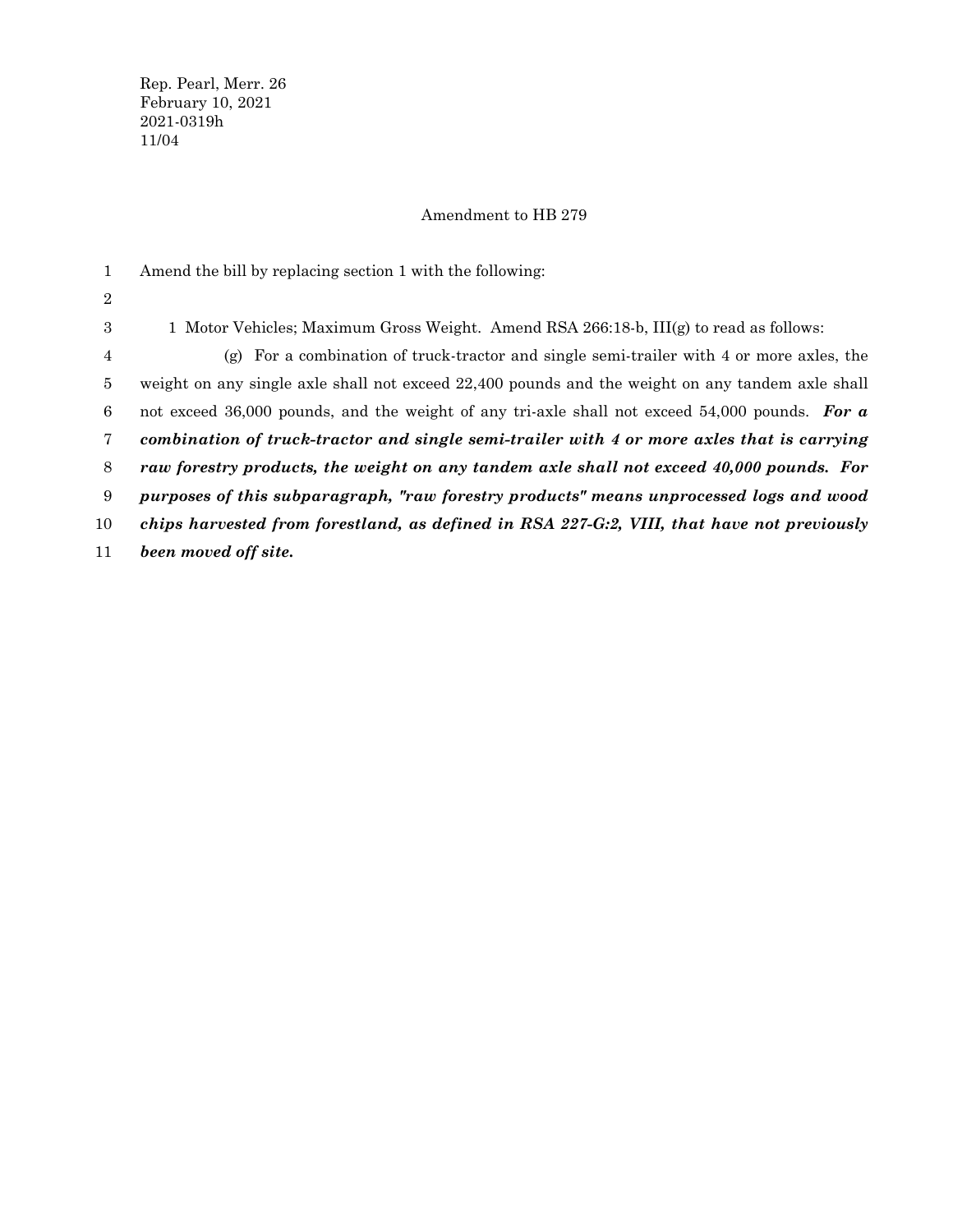Rep. Pearl, Merr. 26
February 10, 2021
2021-0319h
11/04

Amendment to HB 279

Amend the bill by replacing section 1 with the following:

1 Motor Vehicles; Maximum Gross Weight. Amend RSA 266:18-b, III(g) to read as follows:

(g) For a combination of truck-tractor and single semi-trailer with 4 or more axles, the weight on any single axle shall not exceed 22,400 pounds and the weight on any tandem axle shall not exceed 36,000 pounds, and the weight of any tri-axle shall not exceed 54,000 pounds. ***For a combination of truck-tractor and single semi-trailer with 4 or more axles that is carrying raw forestry products, the weight on any tandem axle shall not exceed 40,000 pounds. For purposes of this subparagraph, "raw forestry products" means unprocessed logs and wood chips harvested from forestland, as defined in RSA 227-G:2, VIII, that have not previously been moved off site.***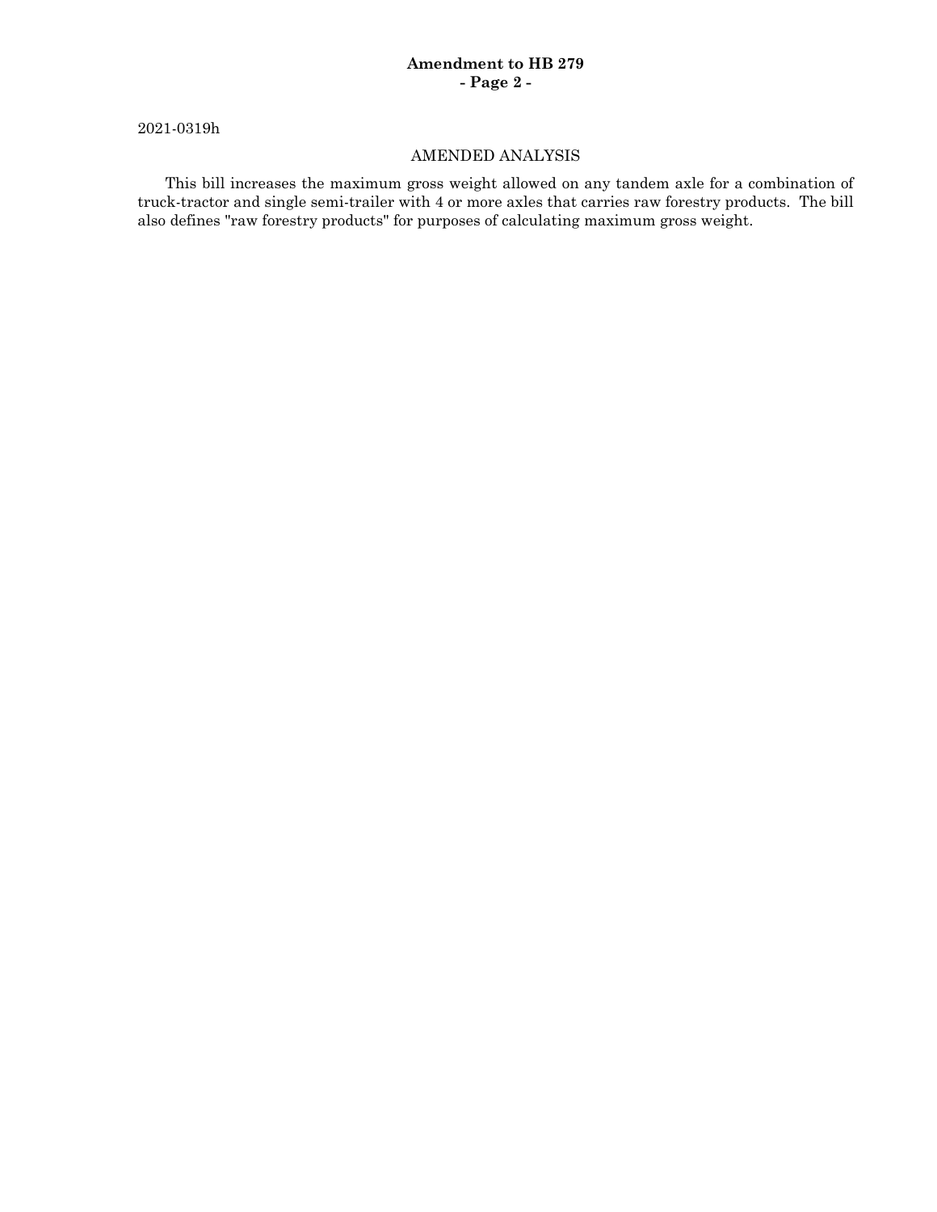2021-0319h

## AMENDED ANALYSIS

This bill increases the maximum gross weight allowed on any tandem axle for a combination of truck-tractor and single semi-trailer with 4 or more axles that carries raw forestry products. The bill also defines "raw forestry products" for purposes of calculating maximum gross weight.